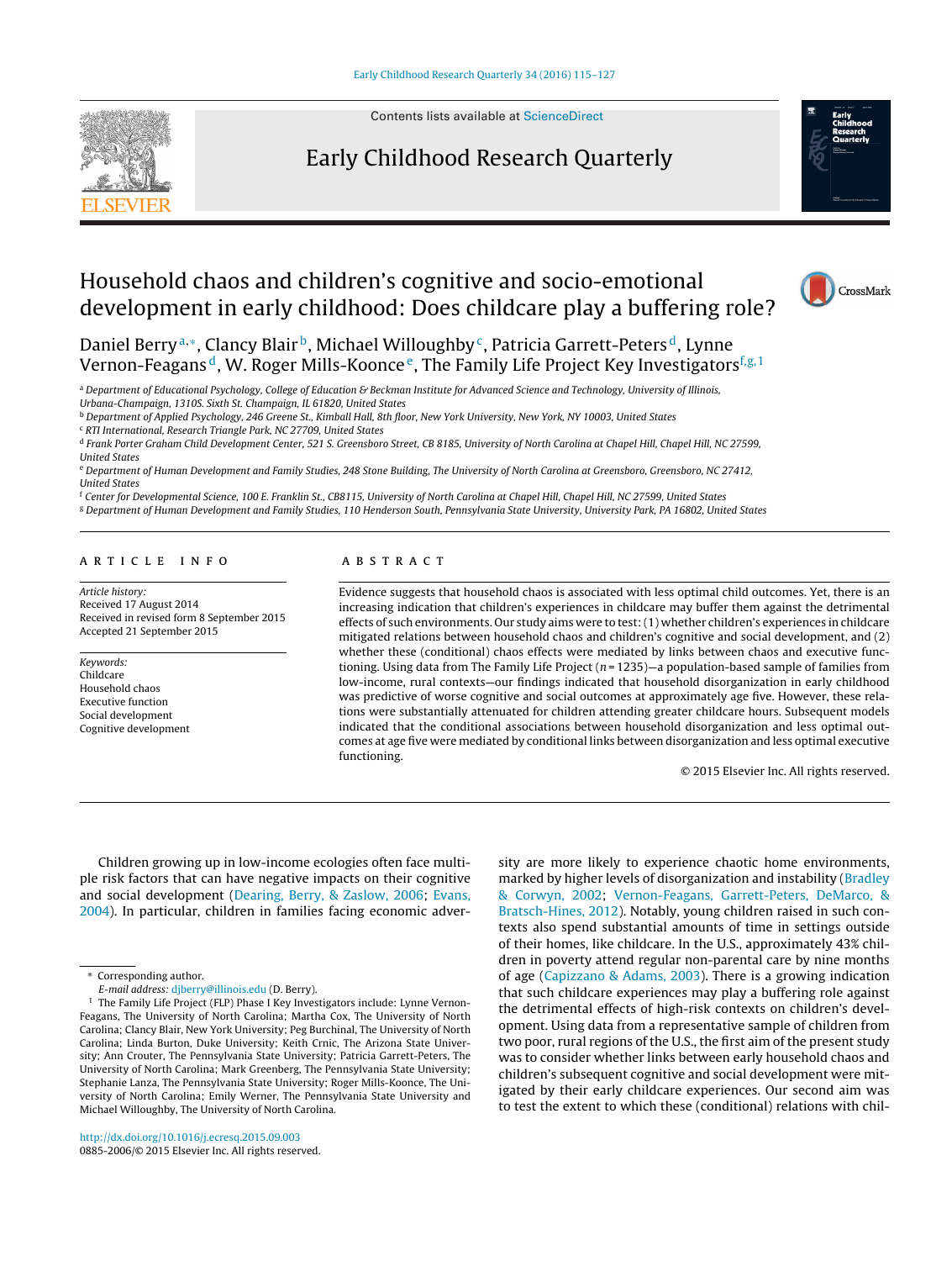# Household chaos and children's cognitive and socio-emotional development in early childhood: Does childcare play a buffering role?

Daniel Berry[a,*], Clancy Blair[b], Michael Willoughby[c], Patricia Garrett-Peters[d], Lynne Vernon-Feagans[d], W. Roger Mills-Koonce[e], The Family Life Project Key Investigators[f,g,1]

[a] Department of Educational Psychology, College of Education & Beckman Institute for Advanced Science and Technology, University of Illinois, Urbana-Champaign, 1310S. Sixth St. Champaign, IL 61820, United States

[b] Department of Applied Psychology, 246 Greene St., Kimball Hall, 8th floor, New York University, New York, NY 10003, United States

[c] RTI International, Research Triangle Park, NC 27709, United States

[d] Frank Porter Graham Child Development Center, 521 S. Greensboro Street, CB 8185, University of North Carolina at Chapel Hill, Chapel Hill, NC 27599, United States

[e] Department of Human Development and Family Studies, 248 Stone Building, The University of North Carolina at Greensboro, Greensboro, NC 27412, United States

[f] Center for Developmental Science, 100 E. Franklin St., CB8115, University of North Carolina at Chapel Hill, Chapel Hill, NC 27599, United States

[g] Department of Human Development and Family Studies, 110 Henderson South, Pennsylvania State University, University Park, PA 16802, United States

## ARTICLE INFO

*Article history:*
Received 17 August 2014
Received in revised form 8 September 2015
Accepted 21 September 2015

*Keywords:*
Childcare
Household chaos
Executive function
Social development
Cognitive development

## ABSTRACT

Evidence suggests that household chaos is associated with less optimal child outcomes. Yet, there is an increasing indication that children's experiences in childcare may buffer them against the detrimental effects of such environments. Our study aims were to test: (1) whether children's experiences in childcare mitigated relations between household chaos and children's cognitive and social development, and (2) whether these (conditional) chaos effects were mediated by links between chaos and executive functioning. Using data from The Family Life Project ($n = 1235$)—a population-based sample of families from low-income, rural contexts—our findings indicated that household disorganization in early childhood was predictive of worse cognitive and social outcomes at approximately age five. However, these relations were substantially attenuated for children attending greater childcare hours. Subsequent models indicated that the conditional associations between household disorganization and less optimal outcomes at age five were mediated by conditional links between disorganization and less optimal executive functioning.

© 2015 Elsevier Inc. All rights reserved.

Children growing up in low-income ecologies often face multiple risk factors that can have negative impacts on their cognitive and social development (Dearing, Berry, & Zaslow, 2006; Evans, 2004). In particular, children in families facing economic adversity are more likely to experience chaotic home environments, marked by higher levels of disorganization and instability (Bradley & Corwyn, 2002; Vernon-Feagans, Garrett-Peters, DeMarco, & Bratsch-Hines, 2012). Notably, young children raised in such contexts also spend substantial amounts of time in settings outside of their homes, like childcare. In the U.S., approximately 43% children in poverty attend regular non-parental care by nine months of age (Capizzano & Adams, 2003). There is a growing indication that such childcare experiences may play a buffering role against the detrimental effects of high-risk contexts on children's development. Using data from a representative sample of children from two poor, rural regions of the U.S., the first aim of the present study was to consider whether links between early household chaos and children's subsequent cognitive and social development were mitigated by their early childcare experiences. Our second aim was to test the extent to which these (conditional) relations with chil-

\* Corresponding author.
*E-mail address:* djberry@illinois.edu (D. Berry).

[1] The Family Life Project (FLP) Phase I Key Investigators include: Lynne Vernon-Feagans, The University of North Carolina; Martha Cox, The University of North Carolina; Clancy Blair, New York University; Peg Burchinal, The University of North Carolina; Linda Burton, Duke University; Keith Crnic, The Arizona State University; Ann Crouter, The Pennsylvania State University; Patricia Garrett-Peters, The University of North Carolina; Mark Greenberg, The Pennsylvania State University; Stephanie Lanza, The Pennsylvania State University; Roger Mills-Koonce, The University of North Carolina; Emily Werner, The Pennsylvania State University and Michael Willoughby, The University of North Carolina.

http://dx.doi.org/10.1016/j.ecresq.2015.09.003
0885-2006/© 2015 Elsevier Inc. All rights reserved.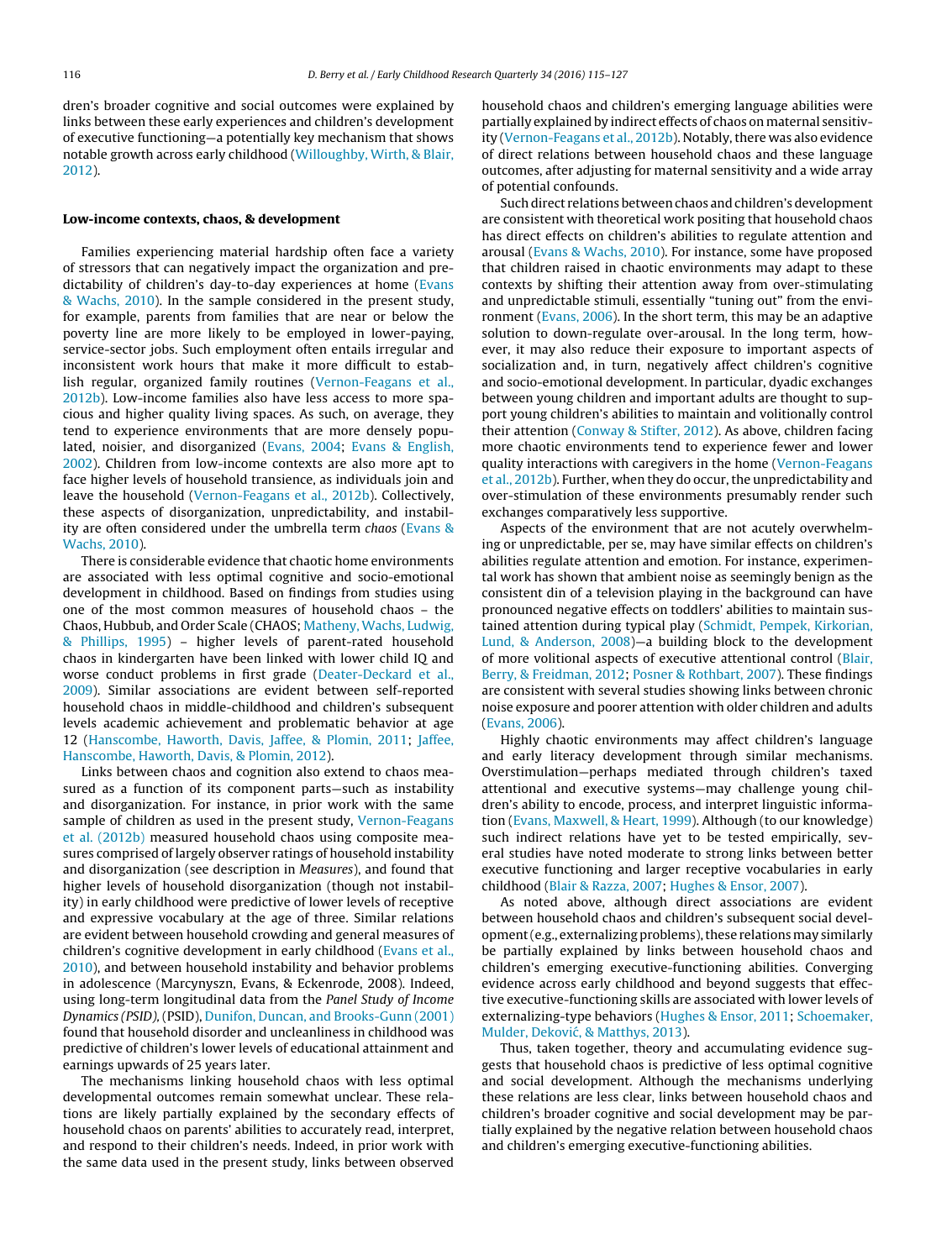dren's broader cognitive and social outcomes were explained by links between these early experiences and children's development of executive functioning—a potentially key mechanism that shows notable growth across early childhood (Willoughby, Wirth, & Blair, 2012).

## Low-income contexts, chaos, & development

Families experiencing material hardship often face a variety of stressors that can negatively impact the organization and predictability of children's day-to-day experiences at home (Evans & Wachs, 2010). In the sample considered in the present study, for example, parents from families that are near or below the poverty line are more likely to be employed in lower-paying, service-sector jobs. Such employment often entails irregular and inconsistent work hours that make it more difficult to establish regular, organized family routines (Vernon-Feagans et al., 2012b). Low-income families also have less access to more spacious and higher quality living spaces. As such, on average, they tend to experience environments that are more densely populated, noisier, and disorganized (Evans, 2004; Evans & English, 2002). Children from low-income contexts are also more apt to face higher levels of household transience, as individuals join and leave the household (Vernon-Feagans et al., 2012b). Collectively, these aspects of disorganization, unpredictability, and instability are often considered under the umbrella term *chaos* (Evans & Wachs, 2010).

There is considerable evidence that chaotic home environments are associated with less optimal cognitive and socio-emotional development in childhood. Based on findings from studies using one of the most common measures of household chaos – the Chaos, Hubbub, and Order Scale (CHAOS; Matheny, Wachs, Ludwig, & Phillips, 1995) – higher levels of parent-rated household chaos in kindergarten have been linked with lower child IQ and worse conduct problems in first grade (Deater-Deckard et al., 2009). Similar associations are evident between self-reported household chaos in middle-childhood and children's subsequent levels academic achievement and problematic behavior at age 12 (Hanscombe, Haworth, Davis, Jaffee, & Plomin, 2011; Jaffee, Hanscombe, Haworth, Davis, & Plomin, 2012).

Links between chaos and cognition also extend to chaos measured as a function of its component parts—such as instability and disorganization. For instance, in prior work with the same sample of children as used in the present study, Vernon-Feagans et al. (2012b) measured household chaos using composite measures comprised of largely observer ratings of household instability and disorganization (see description in *Measures*), and found that higher levels of household disorganization (though not instability) in early childhood were predictive of lower levels of receptive and expressive vocabulary at the age of three. Similar relations are evident between household crowding and general measures of children's cognitive development in early childhood (Evans et al., 2010), and between household instability and behavior problems in adolescence (Marcynyszn, Evans, & Eckenrode, 2008). Indeed, using long-term longitudinal data from the *Panel Study of Income Dynamics (PSID)*, (PSID), Dunifon, Duncan, and Brooks-Gunn (2001) found that household disorder and uncleanliness in childhood was predictive of children's lower levels of educational attainment and earnings upwards of 25 years later.

The mechanisms linking household chaos with less optimal developmental outcomes remain somewhat unclear. These relations are likely partially explained by the secondary effects of household chaos on parents' abilities to accurately read, interpret, and respond to their children's needs. Indeed, in prior work with the same data used in the present study, links between observed household chaos and children's emerging language abilities were partially explained by indirect effects of chaos on maternal sensitivity (Vernon-Feagans et al., 2012b). Notably, there was also evidence of direct relations between household chaos and these language outcomes, after adjusting for maternal sensitivity and a wide array of potential confounds.

Such direct relations between chaos and children's development are consistent with theoretical work positing that household chaos has direct effects on children's abilities to regulate attention and arousal (Evans & Wachs, 2010). For instance, some have proposed that children raised in chaotic environments may adapt to these contexts by shifting their attention away from over-stimulating and unpredictable stimuli, essentially "tuning out" from the environment (Evans, 2006). In the short term, this may be an adaptive solution to down-regulate over-arousal. In the long term, however, it may also reduce their exposure to important aspects of socialization and, in turn, negatively affect children's cognitive and socio-emotional development. In particular, dyadic exchanges between young children and important adults are thought to support young children's abilities to maintain and volitionally control their attention (Conway & Stifter, 2012). As above, children facing more chaotic environments tend to experience fewer and lower quality interactions with caregivers in the home (Vernon-Feagans et al., 2012b). Further, when they do occur, the unpredictability and over-stimulation of these environments presumably render such exchanges comparatively less supportive.

Aspects of the environment that are not acutely overwhelming or unpredictable, per se, may have similar effects on children's abilities regulate attention and emotion. For instance, experimental work has shown that ambient noise as seemingly benign as the consistent din of a television playing in the background can have pronounced negative effects on toddlers' abilities to maintain sustained attention during typical play (Schmidt, Pempek, Kirkorian, Lund, & Anderson, 2008)—a building block to the development of more volitional aspects of executive attentional control (Blair, Berry, & Freidman, 2012; Posner & Rothbart, 2007). These findings are consistent with several studies showing links between chronic noise exposure and poorer attention with older children and adults (Evans, 2006).

Highly chaotic environments may affect children's language and early literacy development through similar mechanisms. Overstimulation—perhaps mediated through children's taxed attentional and executive systems—may challenge young children's ability to encode, process, and interpret linguistic information (Evans, Maxwell, & Heart, 1999). Although (to our knowledge) such indirect relations have yet to be tested empirically, several studies have noted moderate to strong links between better executive functioning and larger receptive vocabularies in early childhood (Blair & Razza, 2007; Hughes & Ensor, 2007).

As noted above, although direct associations are evident between household chaos and children's subsequent social development (e.g., externalizing problems), these relations may similarly be partially explained by links between household chaos and children's emerging executive-functioning abilities. Converging evidence across early childhood and beyond suggests that effective executive-functioning skills are associated with lower levels of externalizing-type behaviors (Hughes & Ensor, 2011; Schoemaker, Mulder, Deković, & Matthys, 2013).

Thus, taken together, theory and accumulating evidence suggests that household chaos is predictive of less optimal cognitive and social development. Although the mechanisms underlying these relations are less clear, links between household chaos and children's broader cognitive and social development may be partially explained by the negative relation between household chaos and children's emerging executive-functioning abilities.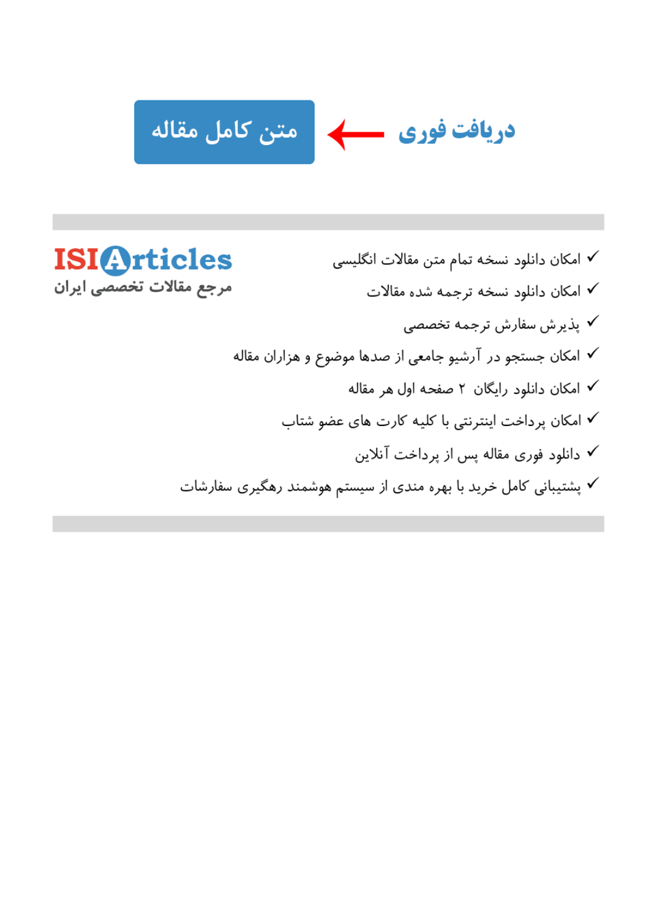دریافت فوری ← متن کامل مقاله

ISIArticles
مرجع مقالات تخصصی ایران

- ✓ امکان دانلود نسخه تمام متن مقالات انگلیسی
- ✓ امکان دانلود نسخه ترجمه شده مقالات
- ✓ پذیرش سفارش ترجمه تخصصی
- ✓ امکان جستجو در آرشیو جامعی از صدها موضوع و هزاران مقاله
- ✓ امکان دانلود رایگان ۲ صفحه اول هر مقاله
- ✓ امکان پرداخت اینترنتی با کلیه کارت های عضو شتاب
- ✓ دانلود فوری مقاله پس از پرداخت آنلاین
- ✓ پشتیبانی کامل خرید با بهره مندی از سیستم هوشمند رهگیری سفارشات